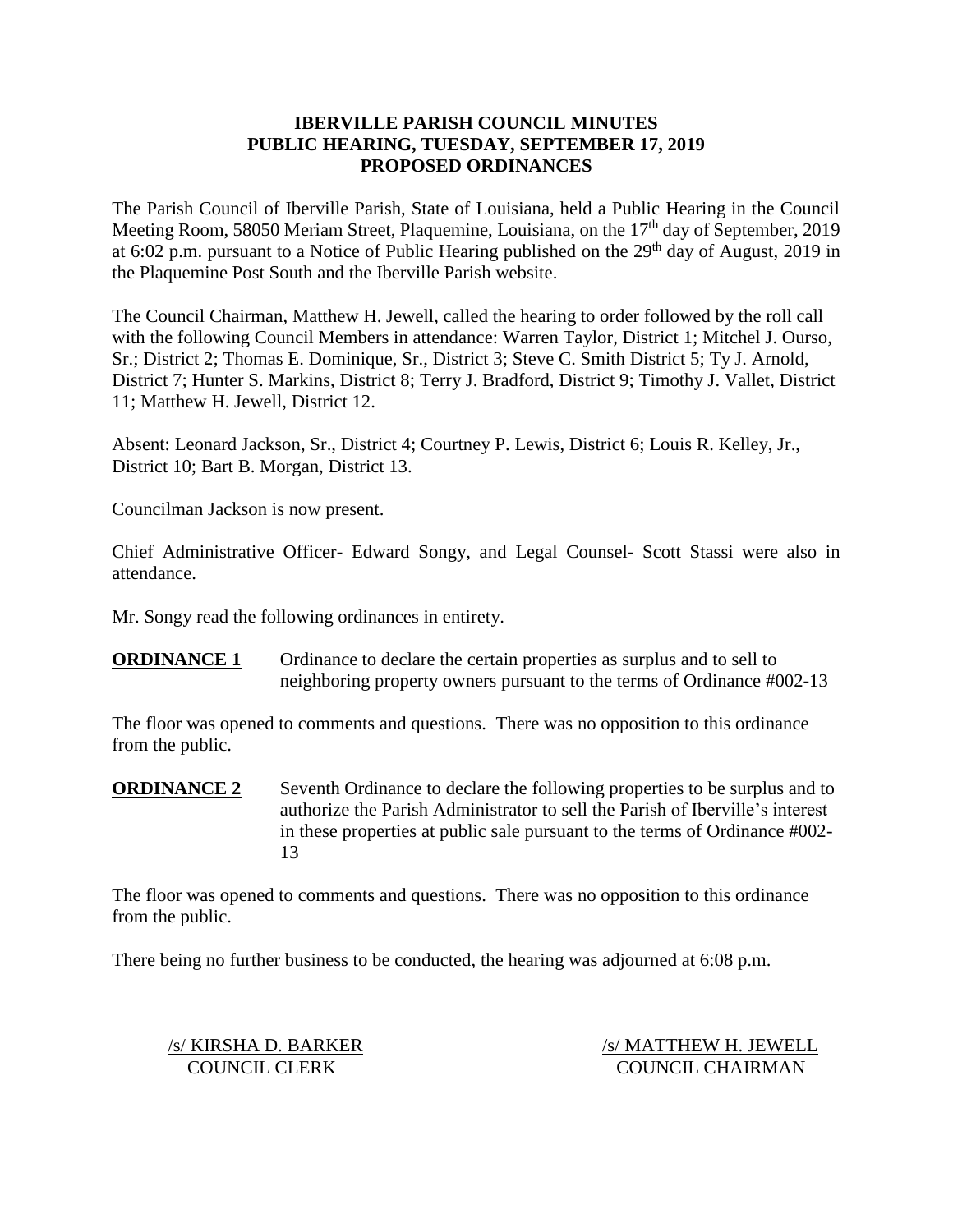# IBERVILLE PARISH COUNCIL MINUTES
## PUBLIC HEARING, TUESDAY, SEPTEMBER 17, 2019
## PROPOSED ORDINANCES

The Parish Council of Iberville Parish, State of Louisiana, held a Public Hearing in the Council Meeting Room, 58050 Meriam Street, Plaquemine, Louisiana, on the 17th day of September, 2019 at 6:02 p.m. pursuant to a Notice of Public Hearing published on the 29th day of August, 2019 in the Plaquemine Post South and the Iberville Parish website.

The Council Chairman, Matthew H. Jewell, called the hearing to order followed by the roll call with the following Council Members in attendance: Warren Taylor, District 1; Mitchel J. Ourso, Sr.; District 2; Thomas E. Dominique, Sr., District 3; Steve C. Smith District 5; Ty J. Arnold, District 7; Hunter S. Markins, District 8; Terry J. Bradford, District 9; Timothy J. Vallet, District 11; Matthew H. Jewell, District 12.

Absent: Leonard Jackson, Sr., District 4; Courtney P. Lewis, District 6; Louis R. Kelley, Jr., District 10; Bart B. Morgan, District 13.

Councilman Jackson is now present.

Chief Administrative Officer- Edward Songy, and Legal Counsel- Scott Stassi were also in attendance.

Mr. Songy read the following ordinances in entirety.

**ORDINANCE 1** Ordinance to declare the certain properties as surplus and to sell to neighboring property owners pursuant to the terms of Ordinance #002-13

The floor was opened to comments and questions. There was no opposition to this ordinance from the public.

**ORDINANCE 2** Seventh Ordinance to declare the following properties to be surplus and to authorize the Parish Administrator to sell the Parish of Iberville's interest in these properties at public sale pursuant to the terms of Ordinance #002-13

The floor was opened to comments and questions. There was no opposition to this ordinance from the public.

There being no further business to be conducted, the hearing was adjourned at 6:08 p.m.

/s/ KIRSHA D. BARKER
COUNCIL CLERK

/s/ MATTHEW H. JEWELL
COUNCIL CHAIRMAN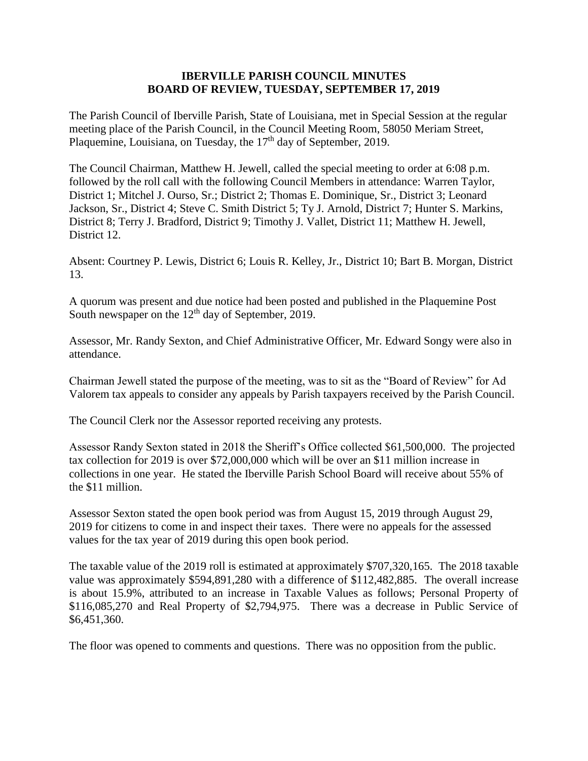# IBERVILLE PARISH COUNCIL MINUTES
## BOARD OF REVIEW, TUESDAY, SEPTEMBER 17, 2019

The Parish Council of Iberville Parish, State of Louisiana, met in Special Session at the regular meeting place of the Parish Council, in the Council Meeting Room, 58050 Meriam Street, Plaquemine, Louisiana, on Tuesday, the 17th day of September, 2019.

The Council Chairman, Matthew H. Jewell, called the special meeting to order at 6:08 p.m. followed by the roll call with the following Council Members in attendance: Warren Taylor, District 1; Mitchel J. Ourso, Sr.; District 2; Thomas E. Dominique, Sr., District 3; Leonard Jackson, Sr., District 4; Steve C. Smith District 5; Ty J. Arnold, District 7; Hunter S. Markins, District 8; Terry J. Bradford, District 9; Timothy J. Vallet, District 11; Matthew H. Jewell, District 12.

Absent: Courtney P. Lewis, District 6; Louis R. Kelley, Jr., District 10; Bart B. Morgan, District 13.

A quorum was present and due notice had been posted and published in the Plaquemine Post South newspaper on the 12th day of September, 2019.

Assessor, Mr. Randy Sexton, and Chief Administrative Officer, Mr. Edward Songy were also in attendance.

Chairman Jewell stated the purpose of the meeting, was to sit as the "Board of Review" for Ad Valorem tax appeals to consider any appeals by Parish taxpayers received by the Parish Council.

The Council Clerk nor the Assessor reported receiving any protests.

Assessor Randy Sexton stated in 2018 the Sheriff's Office collected $61,500,000. The projected tax collection for 2019 is over $72,000,000 which will be over an $11 million increase in collections in one year. He stated the Iberville Parish School Board will receive about 55% of the $11 million.

Assessor Sexton stated the open book period was from August 15, 2019 through August 29, 2019 for citizens to come in and inspect their taxes. There were no appeals for the assessed values for the tax year of 2019 during this open book period.

The taxable value of the 2019 roll is estimated at approximately $707,320,165. The 2018 taxable value was approximately $594,891,280 with a difference of $112,482,885. The overall increase is about 15.9%, attributed to an increase in Taxable Values as follows; Personal Property of $116,085,270 and Real Property of $2,794,975. There was a decrease in Public Service of $6,451,360.

The floor was opened to comments and questions. There was no opposition from the public.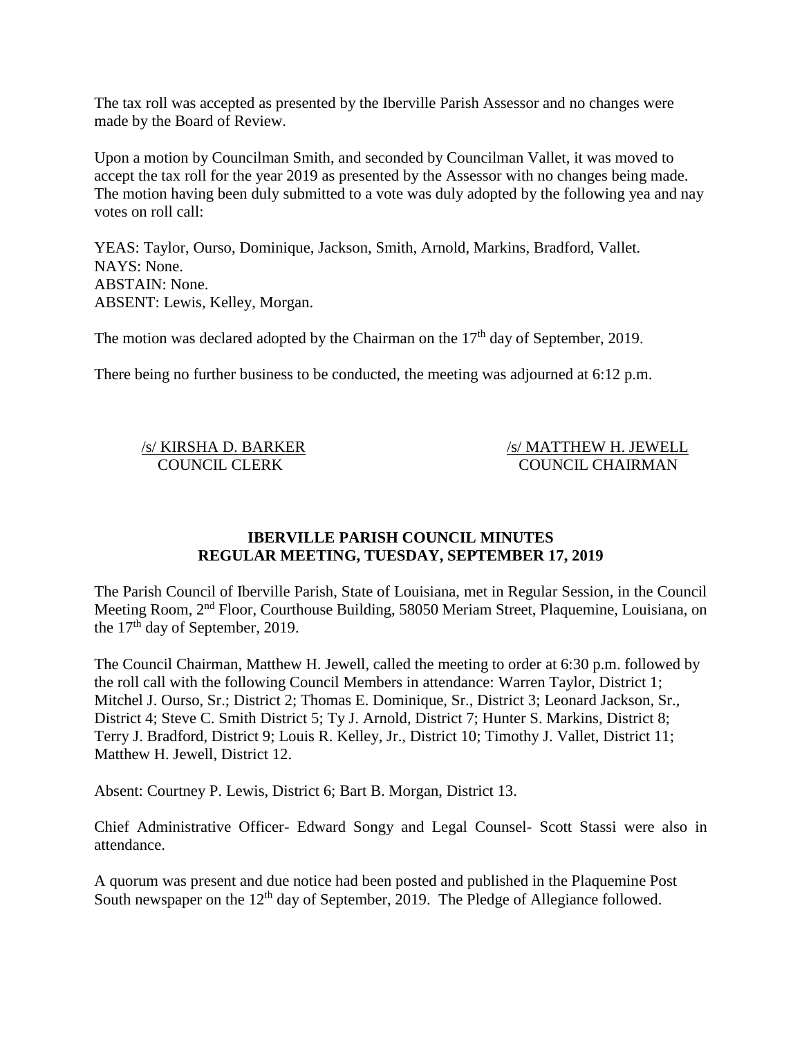The tax roll was accepted as presented by the Iberville Parish Assessor and no changes were made by the Board of Review.

Upon a motion by Councilman Smith, and seconded by Councilman Vallet, it was moved to accept the tax roll for the year 2019 as presented by the Assessor with no changes being made. The motion having been duly submitted to a vote was duly adopted by the following yea and nay votes on roll call:

YEAS: Taylor, Ourso, Dominique, Jackson, Smith, Arnold, Markins, Bradford, Vallet.
NAYS: None.
ABSTAIN: None.
ABSENT: Lewis, Kelley, Morgan.

The motion was declared adopted by the Chairman on the 17th day of September, 2019.

There being no further business to be conducted, the meeting was adjourned at 6:12 p.m.

/s/ KIRSHA D. BARKER
COUNCIL CLERK

/s/ MATTHEW H. JEWELL
COUNCIL CHAIRMAN

**IBERVILLE PARISH COUNCIL MINUTES**
**REGULAR MEETING, TUESDAY, SEPTEMBER 17, 2019**

The Parish Council of Iberville Parish, State of Louisiana, met in Regular Session, in the Council Meeting Room, 2nd Floor, Courthouse Building, 58050 Meriam Street, Plaquemine, Louisiana, on the 17th day of September, 2019.

The Council Chairman, Matthew H. Jewell, called the meeting to order at 6:30 p.m. followed by the roll call with the following Council Members in attendance: Warren Taylor, District 1; Mitchel J. Ourso, Sr.; District 2; Thomas E. Dominique, Sr., District 3; Leonard Jackson, Sr., District 4; Steve C. Smith District 5; Ty J. Arnold, District 7; Hunter S. Markins, District 8; Terry J. Bradford, District 9; Louis R. Kelley, Jr., District 10; Timothy J. Vallet, District 11; Matthew H. Jewell, District 12.

Absent: Courtney P. Lewis, District 6; Bart B. Morgan, District 13.

Chief Administrative Officer- Edward Songy and Legal Counsel- Scott Stassi were also in attendance.

A quorum was present and due notice had been posted and published in the Plaquemine Post South newspaper on the 12th day of September, 2019. The Pledge of Allegiance followed.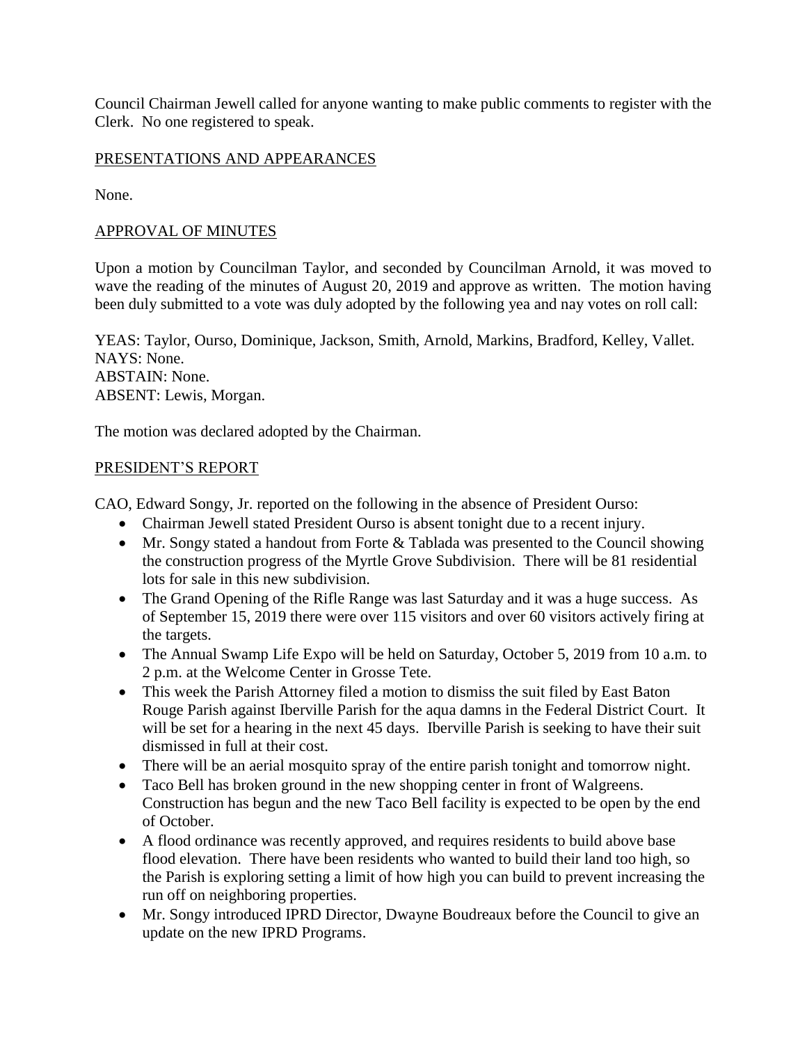Council Chairman Jewell called for anyone wanting to make public comments to register with the Clerk. No one registered to speak.

PRESENTATIONS AND APPEARANCES

None.

APPROVAL OF MINUTES

Upon a motion by Councilman Taylor, and seconded by Councilman Arnold, it was moved to wave the reading of the minutes of August 20, 2019 and approve as written. The motion having been duly submitted to a vote was duly adopted by the following yea and nay votes on roll call:

YEAS: Taylor, Ourso, Dominique, Jackson, Smith, Arnold, Markins, Bradford, Kelley, Vallet.
NAYS: None.
ABSTAIN: None.
ABSENT: Lewis, Morgan.

The motion was declared adopted by the Chairman.

PRESIDENT'S REPORT

CAO, Edward Songy, Jr. reported on the following in the absence of President Ourso:

- Chairman Jewell stated President Ourso is absent tonight due to a recent injury.
- Mr. Songy stated a handout from Forte & Tablada was presented to the Council showing the construction progress of the Myrtle Grove Subdivision. There will be 81 residential lots for sale in this new subdivision.
- The Grand Opening of the Rifle Range was last Saturday and it was a huge success. As of September 15, 2019 there were over 115 visitors and over 60 visitors actively firing at the targets.
- The Annual Swamp Life Expo will be held on Saturday, October 5, 2019 from 10 a.m. to 2 p.m. at the Welcome Center in Grosse Tete.
- This week the Parish Attorney filed a motion to dismiss the suit filed by East Baton Rouge Parish against Iberville Parish for the aqua damns in the Federal District Court. It will be set for a hearing in the next 45 days. Iberville Parish is seeking to have their suit dismissed in full at their cost.
- There will be an aerial mosquito spray of the entire parish tonight and tomorrow night.
- Taco Bell has broken ground in the new shopping center in front of Walgreens. Construction has begun and the new Taco Bell facility is expected to be open by the end of October.
- A flood ordinance was recently approved, and requires residents to build above base flood elevation. There have been residents who wanted to build their land too high, so the Parish is exploring setting a limit of how high you can build to prevent increasing the run off on neighboring properties.
- Mr. Songy introduced IPRD Director, Dwayne Boudreaux before the Council to give an update on the new IPRD Programs.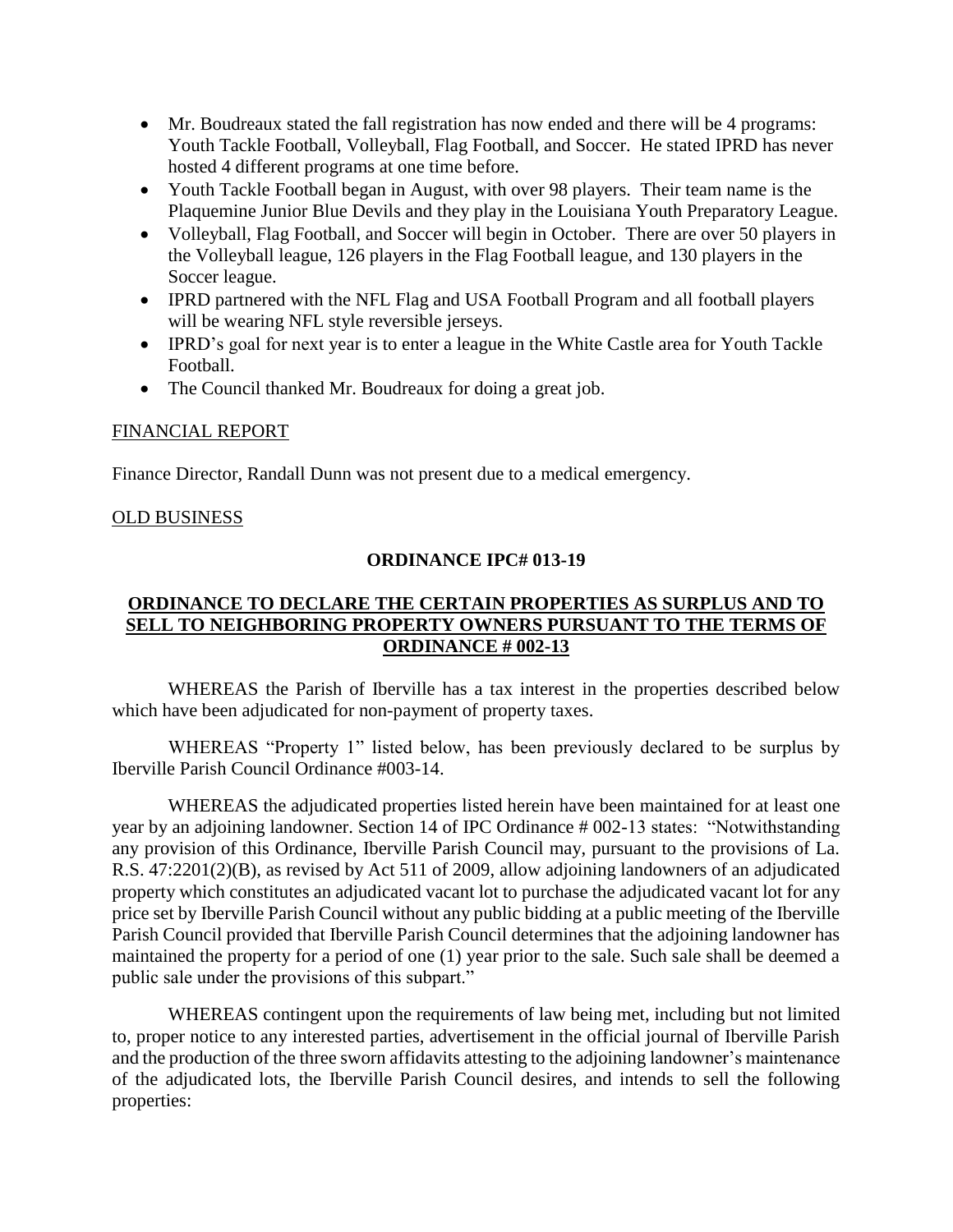- Mr. Boudreaux stated the fall registration has now ended and there will be 4 programs: Youth Tackle Football, Volleyball, Flag Football, and Soccer. He stated IPRD has never hosted 4 different programs at one time before.
- Youth Tackle Football began in August, with over 98 players. Their team name is the Plaquemine Junior Blue Devils and they play in the Louisiana Youth Preparatory League.
- Volleyball, Flag Football, and Soccer will begin in October. There are over 50 players in the Volleyball league, 126 players in the Flag Football league, and 130 players in the Soccer league.
- IPRD partnered with the NFL Flag and USA Football Program and all football players will be wearing NFL style reversible jerseys.
- IPRD's goal for next year is to enter a league in the White Castle area for Youth Tackle Football.
- The Council thanked Mr. Boudreaux for doing a great job.

FINANCIAL REPORT

Finance Director, Randall Dunn was not present due to a medical emergency.

OLD BUSINESS

**ORDINANCE IPC# 013-19**

**ORDINANCE TO DECLARE THE CERTAIN PROPERTIES AS SURPLUS AND TO SELL TO NEIGHBORING PROPERTY OWNERS PURSUANT TO THE TERMS OF ORDINANCE # 002-13**

WHEREAS the Parish of Iberville has a tax interest in the properties described below which have been adjudicated for non-payment of property taxes.

WHEREAS "Property 1" listed below, has been previously declared to be surplus by Iberville Parish Council Ordinance #003-14.

WHEREAS the adjudicated properties listed herein have been maintained for at least one year by an adjoining landowner. Section 14 of IPC Ordinance # 002-13 states: "Notwithstanding any provision of this Ordinance, Iberville Parish Council may, pursuant to the provisions of La. R.S. 47:2201(2)(B), as revised by Act 511 of 2009, allow adjoining landowners of an adjudicated property which constitutes an adjudicated vacant lot to purchase the adjudicated vacant lot for any price set by Iberville Parish Council without any public bidding at a public meeting of the Iberville Parish Council provided that Iberville Parish Council determines that the adjoining landowner has maintained the property for a period of one (1) year prior to the sale. Such sale shall be deemed a public sale under the provisions of this subpart."

WHEREAS contingent upon the requirements of law being met, including but not limited to, proper notice to any interested parties, advertisement in the official journal of Iberville Parish and the production of the three sworn affidavits attesting to the adjoining landowner's maintenance of the adjudicated lots, the Iberville Parish Council desires, and intends to sell the following properties: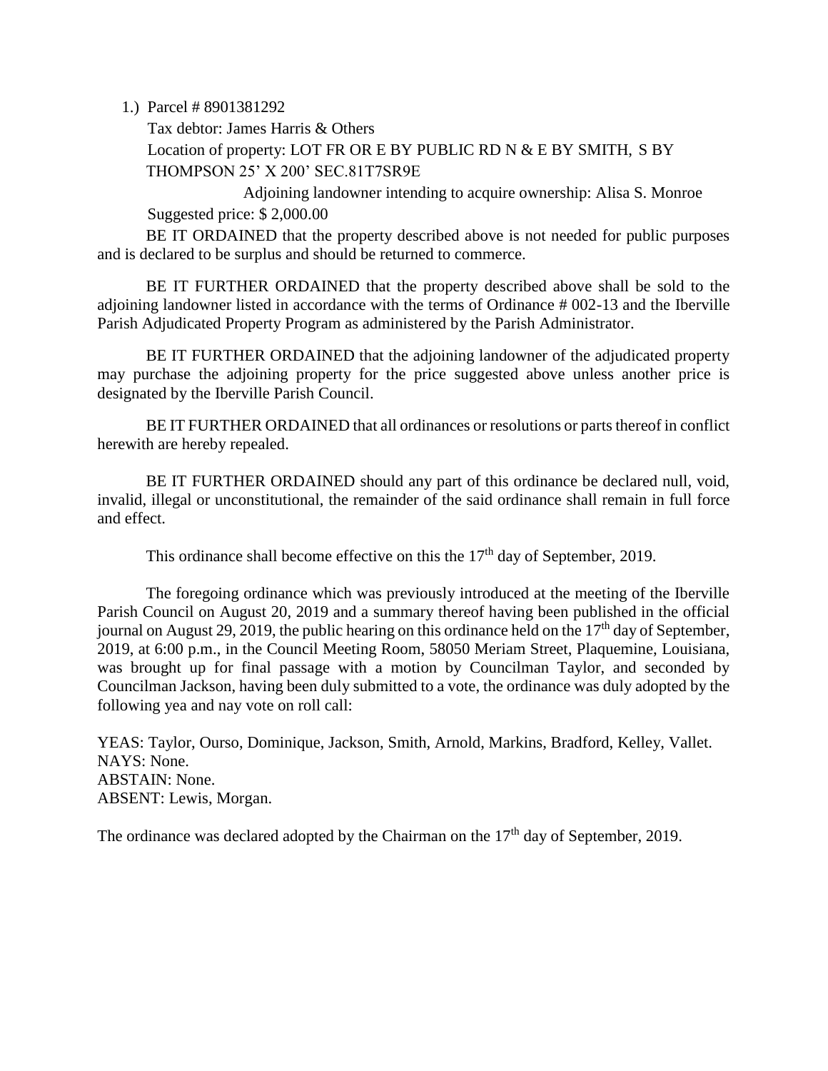1.) Parcel # 8901381292

Tax debtor: James Harris & Others

Location of property: LOT FR OR E BY PUBLIC RD N & E BY SMITH, S BY THOMPSON 25' X 200' SEC.81T7SR9E

Adjoining landowner intending to acquire ownership: Alisa S. Monroe

Suggested price: $ 2,000.00

BE IT ORDAINED that the property described above is not needed for public purposes and is declared to be surplus and should be returned to commerce.

BE IT FURTHER ORDAINED that the property described above shall be sold to the adjoining landowner listed in accordance with the terms of Ordinance # 002-13 and the Iberville Parish Adjudicated Property Program as administered by the Parish Administrator.

BE IT FURTHER ORDAINED that the adjoining landowner of the adjudicated property may purchase the adjoining property for the price suggested above unless another price is designated by the Iberville Parish Council.

BE IT FURTHER ORDAINED that all ordinances or resolutions or parts thereof in conflict herewith are hereby repealed.

BE IT FURTHER ORDAINED should any part of this ordinance be declared null, void, invalid, illegal or unconstitutional, the remainder of the said ordinance shall remain in full force and effect.

This ordinance shall become effective on this the 17th day of September, 2019.

The foregoing ordinance which was previously introduced at the meeting of the Iberville Parish Council on August 20, 2019 and a summary thereof having been published in the official journal on August 29, 2019, the public hearing on this ordinance held on the 17th day of September, 2019, at 6:00 p.m., in the Council Meeting Room, 58050 Meriam Street, Plaquemine, Louisiana, was brought up for final passage with a motion by Councilman Taylor, and seconded by Councilman Jackson, having been duly submitted to a vote, the ordinance was duly adopted by the following yea and nay vote on roll call:

YEAS: Taylor, Ourso, Dominique, Jackson, Smith, Arnold, Markins, Bradford, Kelley, Vallet.
NAYS: None.
ABSTAIN: None.
ABSENT: Lewis, Morgan.

The ordinance was declared adopted by the Chairman on the 17th day of September, 2019.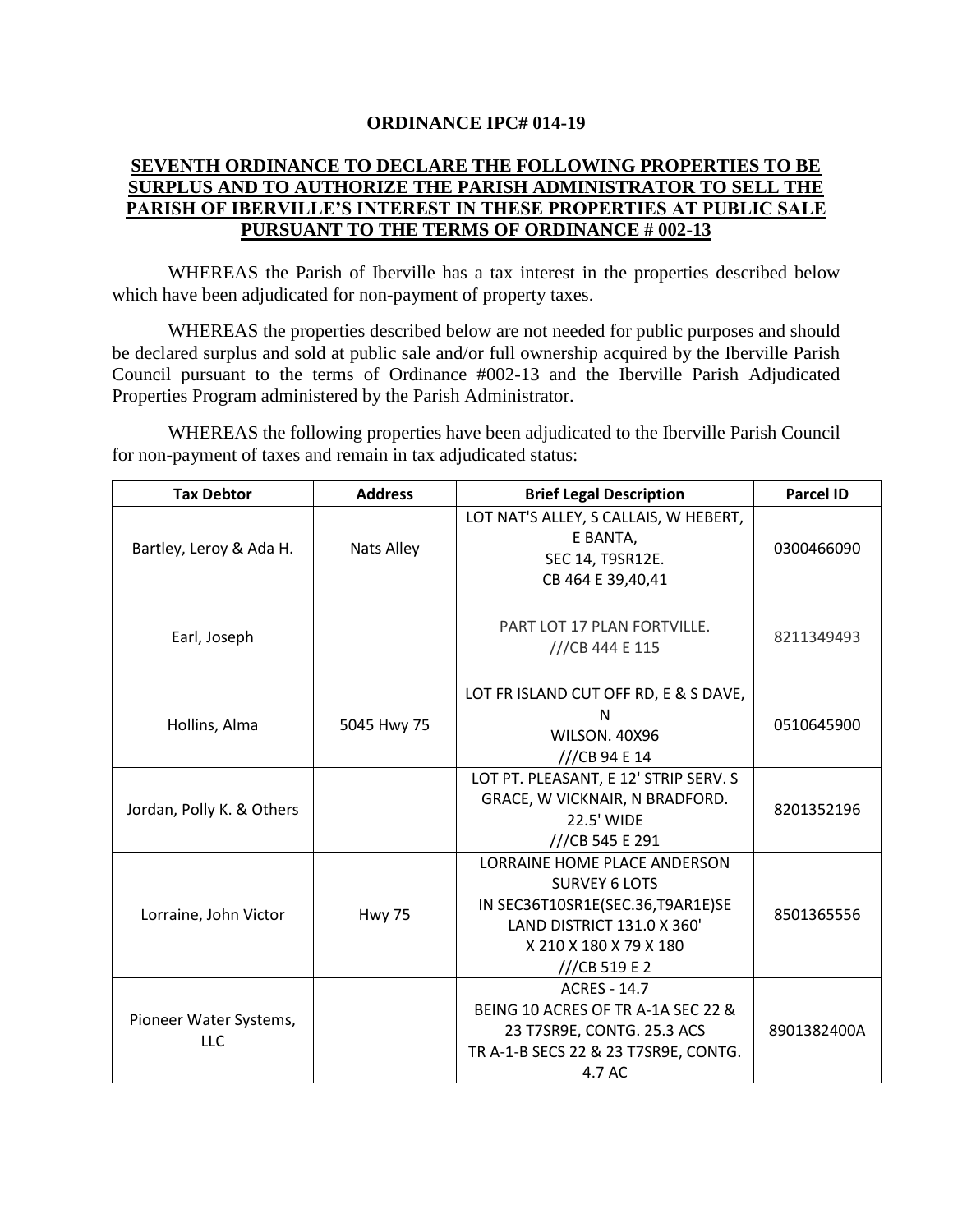**ORDINANCE IPC# 014-19**

**SEVENTH ORDINANCE TO DECLARE THE FOLLOWING PROPERTIES TO BE SURPLUS AND TO AUTHORIZE THE PARISH ADMINISTRATOR TO SELL THE PARISH OF IBERVILLE'S INTEREST IN THESE PROPERTIES AT PUBLIC SALE PURSUANT TO THE TERMS OF ORDINANCE # 002-13**

WHEREAS the Parish of Iberville has a tax interest in the properties described below which have been adjudicated for non-payment of property taxes.

WHEREAS the properties described below are not needed for public purposes and should be declared surplus and sold at public sale and/or full ownership acquired by the Iberville Parish Council pursuant to the terms of Ordinance #002-13 and the Iberville Parish Adjudicated Properties Program administered by the Parish Administrator.

WHEREAS the following properties have been adjudicated to the Iberville Parish Council for non-payment of taxes and remain in tax adjudicated status:

| Tax Debtor | Address | Brief Legal Description | Parcel ID |
|---|---|---|---|
| Bartley, Leroy & Ada H. | Nats Alley | LOT NAT'S ALLEY, S CALLAIS, W HEBERT, E BANTA, SEC 14, T9SR12E. CB 464 E 39,40,41 | 0300466090 |
| Earl, Joseph | | PART LOT 17 PLAN FORTVILLE. ///CB 444 E 115 | 8211349493 |
| Hollins, Alma | 5045 Hwy 75 | LOT FR ISLAND CUT OFF RD, E & S DAVE, N WILSON. 40X96 ///CB 94 E 14 | 0510645900 |
| Jordan, Polly K. & Others | | LOT PT. PLEASANT, E 12' STRIP SERV. S GRACE, W VICKNAIR, N BRADFORD. 22.5' WIDE ///CB 545 E 291 | 8201352196 |
| Lorraine, John Victor | Hwy 75 | LORRAINE HOME PLACE ANDERSON SURVEY 6 LOTS IN SEC36T10SR1E(SEC.36,T9AR1E)SE LAND DISTRICT 131.0 X 360' X 210 X 180 X 79 X 180 ///CB 519 E 2 | 8501365556 |
| Pioneer Water Systems, LLC | | ACRES - 14.7 BEING 10 ACRES OF TR A-1A SEC 22 & 23 T7SR9E, CONTG. 25.3 ACS TR A-1-B SECS 22 & 23 T7SR9E, CONTG. 4.7 AC | 8901382400A |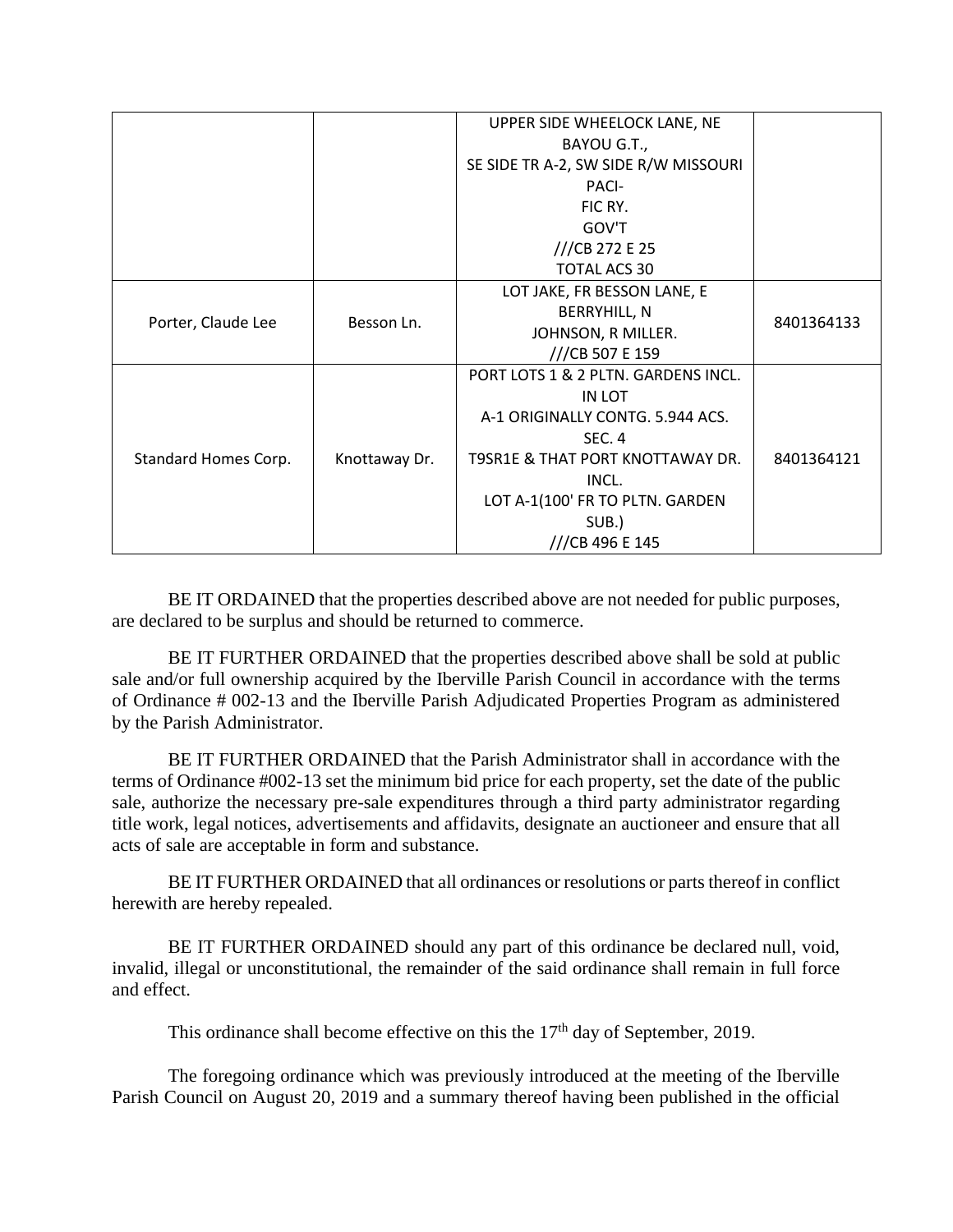| | | | |
|---|---|---|---|
| | | UPPER SIDE WHEELOCK LANE, NE BAYOU G.T., SE SIDE TR A-2, SW SIDE R/W MISSOURI PACI- FIC RY. GOV'T ///CB 272 E 25 TOTAL ACS 30 | |
| Porter, Claude Lee | Besson Ln. | LOT JAKE, FR BESSON LANE, E BERRYHILL, N JOHNSON, R MILLER. ///CB 507 E 159 | 8401364133 |
| Standard Homes Corp. | Knottaway Dr. | PORT LOTS 1 & 2 PLTN. GARDENS INCL. IN LOT A-1 ORIGINALLY CONTG. 5.944 ACS. SEC. 4 T9SR1E & THAT PORT KNOTTAWAY DR. INCL. LOT A-1(100' FR TO PLTN. GARDEN SUB.) ///CB 496 E 145 | 8401364121 |

BE IT ORDAINED that the properties described above are not needed for public purposes, are declared to be surplus and should be returned to commerce.

BE IT FURTHER ORDAINED that the properties described above shall be sold at public sale and/or full ownership acquired by the Iberville Parish Council in accordance with the terms of Ordinance # 002-13 and the Iberville Parish Adjudicated Properties Program as administered by the Parish Administrator.

BE IT FURTHER ORDAINED that the Parish Administrator shall in accordance with the terms of Ordinance #002-13 set the minimum bid price for each property, set the date of the public sale, authorize the necessary pre-sale expenditures through a third party administrator regarding title work, legal notices, advertisements and affidavits, designate an auctioneer and ensure that all acts of sale are acceptable in form and substance.

BE IT FURTHER ORDAINED that all ordinances or resolutions or parts thereof in conflict herewith are hereby repealed.

BE IT FURTHER ORDAINED should any part of this ordinance be declared null, void, invalid, illegal or unconstitutional, the remainder of the said ordinance shall remain in full force and effect.

This ordinance shall become effective on this the 17th day of September, 2019.

The foregoing ordinance which was previously introduced at the meeting of the Iberville Parish Council on August 20, 2019 and a summary thereof having been published in the official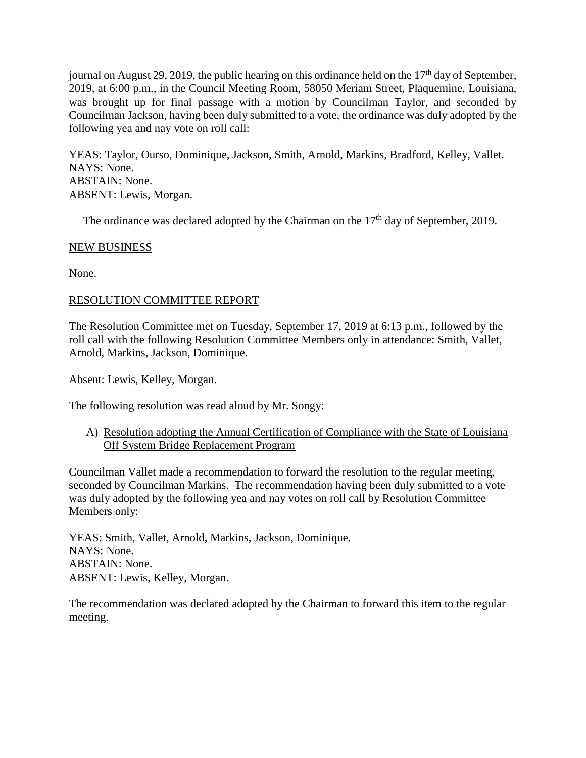journal on August 29, 2019, the public hearing on this ordinance held on the 17th day of September, 2019, at 6:00 p.m., in the Council Meeting Room, 58050 Meriam Street, Plaquemine, Louisiana, was brought up for final passage with a motion by Councilman Taylor, and seconded by Councilman Jackson, having been duly submitted to a vote, the ordinance was duly adopted by the following yea and nay vote on roll call:

YEAS: Taylor, Ourso, Dominique, Jackson, Smith, Arnold, Markins, Bradford, Kelley, Vallet.
NAYS: None.
ABSTAIN: None.
ABSENT: Lewis, Morgan.

The ordinance was declared adopted by the Chairman on the 17th day of September, 2019.

NEW BUSINESS

None.

RESOLUTION COMMITTEE REPORT

The Resolution Committee met on Tuesday, September 17, 2019 at 6:13 p.m., followed by the roll call with the following Resolution Committee Members only in attendance: Smith, Vallet, Arnold, Markins, Jackson, Dominique.

Absent: Lewis, Kelley, Morgan.

The following resolution was read aloud by Mr. Songy:

A) Resolution adopting the Annual Certification of Compliance with the State of Louisiana Off System Bridge Replacement Program

Councilman Vallet made a recommendation to forward the resolution to the regular meeting, seconded by Councilman Markins. The recommendation having been duly submitted to a vote was duly adopted by the following yea and nay votes on roll call by Resolution Committee Members only:

YEAS: Smith, Vallet, Arnold, Markins, Jackson, Dominique.
NAYS: None.
ABSTAIN: None.
ABSENT: Lewis, Kelley, Morgan.

The recommendation was declared adopted by the Chairman to forward this item to the regular meeting.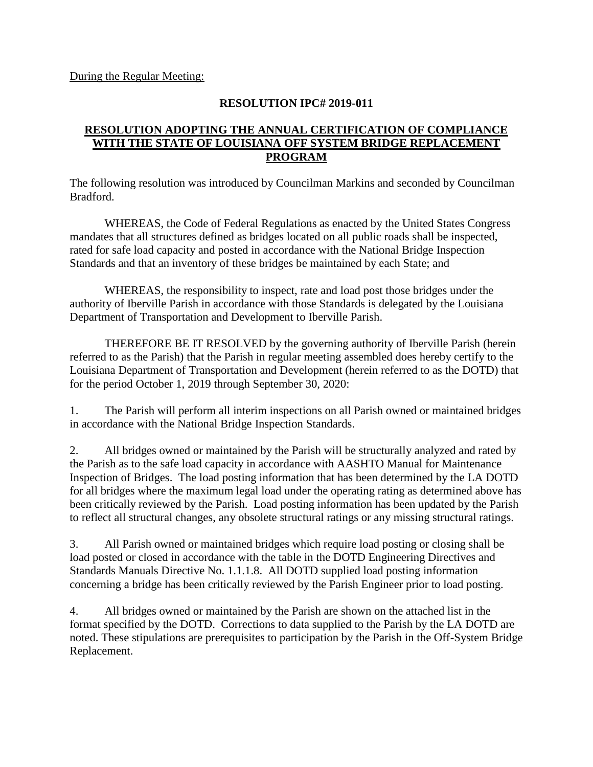During the Regular Meeting:

**RESOLUTION IPC# 2019-011**

**RESOLUTION ADOPTING THE ANNUAL CERTIFICATION OF COMPLIANCE WITH THE STATE OF LOUISIANA OFF SYSTEM BRIDGE REPLACEMENT PROGRAM**

The following resolution was introduced by Councilman Markins and seconded by Councilman Bradford.

WHEREAS, the Code of Federal Regulations as enacted by the United States Congress mandates that all structures defined as bridges located on all public roads shall be inspected, rated for safe load capacity and posted in accordance with the National Bridge Inspection Standards and that an inventory of these bridges be maintained by each State; and

WHEREAS, the responsibility to inspect, rate and load post those bridges under the authority of Iberville Parish in accordance with those Standards is delegated by the Louisiana Department of Transportation and Development to Iberville Parish.

THEREFORE BE IT RESOLVED by the governing authority of Iberville Parish (herein referred to as the Parish) that the Parish in regular meeting assembled does hereby certify to the Louisiana Department of Transportation and Development (herein referred to as the DOTD) that for the period October 1, 2019 through September 30, 2020:

1. The Parish will perform all interim inspections on all Parish owned or maintained bridges in accordance with the National Bridge Inspection Standards.

2. All bridges owned or maintained by the Parish will be structurally analyzed and rated by the Parish as to the safe load capacity in accordance with AASHTO Manual for Maintenance Inspection of Bridges. The load posting information that has been determined by the LA DOTD for all bridges where the maximum legal load under the operating rating as determined above has been critically reviewed by the Parish. Load posting information has been updated by the Parish to reflect all structural changes, any obsolete structural ratings or any missing structural ratings.

3. All Parish owned or maintained bridges which require load posting or closing shall be load posted or closed in accordance with the table in the DOTD Engineering Directives and Standards Manuals Directive No. 1.1.1.8. All DOTD supplied load posting information concerning a bridge has been critically reviewed by the Parish Engineer prior to load posting.

4. All bridges owned or maintained by the Parish are shown on the attached list in the format specified by the DOTD. Corrections to data supplied to the Parish by the LA DOTD are noted. These stipulations are prerequisites to participation by the Parish in the Off-System Bridge Replacement.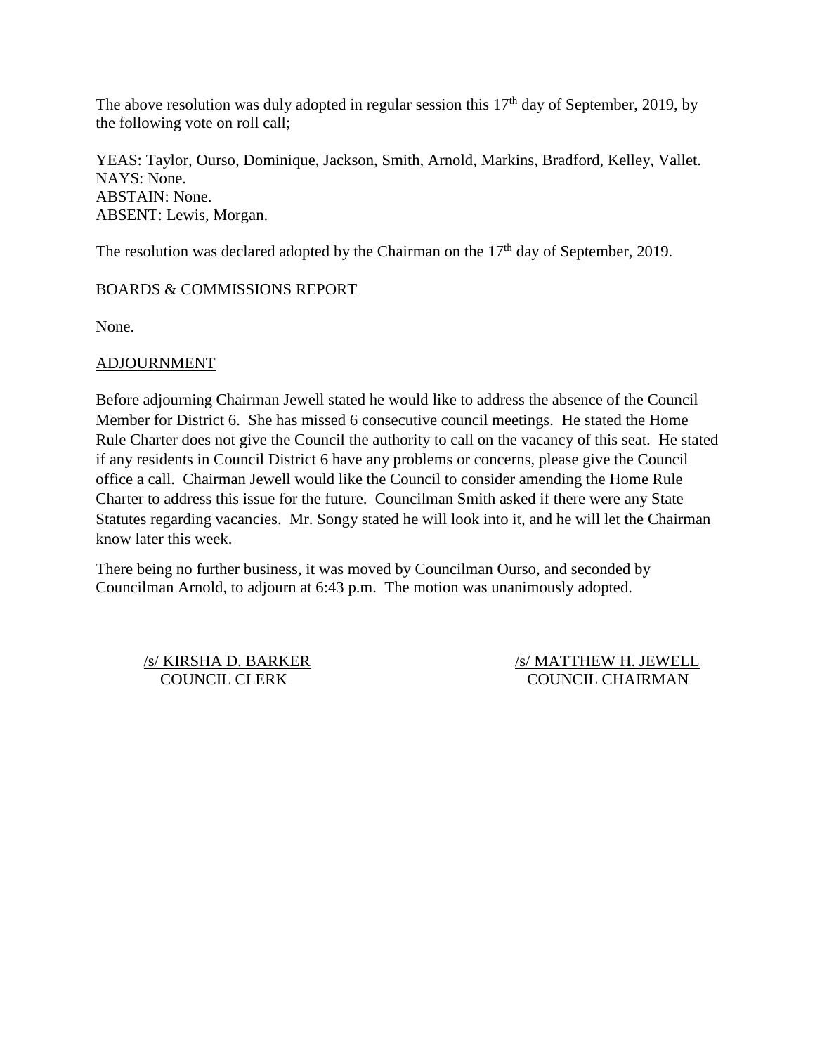The above resolution was duly adopted in regular session this 17th day of September, 2019, by the following vote on roll call;

YEAS: Taylor, Ourso, Dominique, Jackson, Smith, Arnold, Markins, Bradford, Kelley, Vallet.
NAYS: None.
ABSTAIN: None.
ABSENT: Lewis, Morgan.

The resolution was declared adopted by the Chairman on the 17th day of September, 2019.

<u>BOARDS & COMMISSIONS REPORT</u>

None.

<u>ADJOURNMENT</u>

Before adjourning Chairman Jewell stated he would like to address the absence of the Council Member for District 6. She has missed 6 consecutive council meetings. He stated the Home Rule Charter does not give the Council the authority to call on the vacancy of this seat. He stated if any residents in Council District 6 have any problems or concerns, please give the Council office a call. Chairman Jewell would like the Council to consider amending the Home Rule Charter to address this issue for the future. Councilman Smith asked if there were any State Statutes regarding vacancies. Mr. Songy stated he will look into it, and he will let the Chairman know later this week.

There being no further business, it was moved by Councilman Ourso, and seconded by Councilman Arnold, to adjourn at 6:43 p.m. The motion was unanimously adopted.

/s/ KIRSHA D. BARKER
COUNCIL CLERK

/s/ MATTHEW H. JEWELL
COUNCIL CHAIRMAN